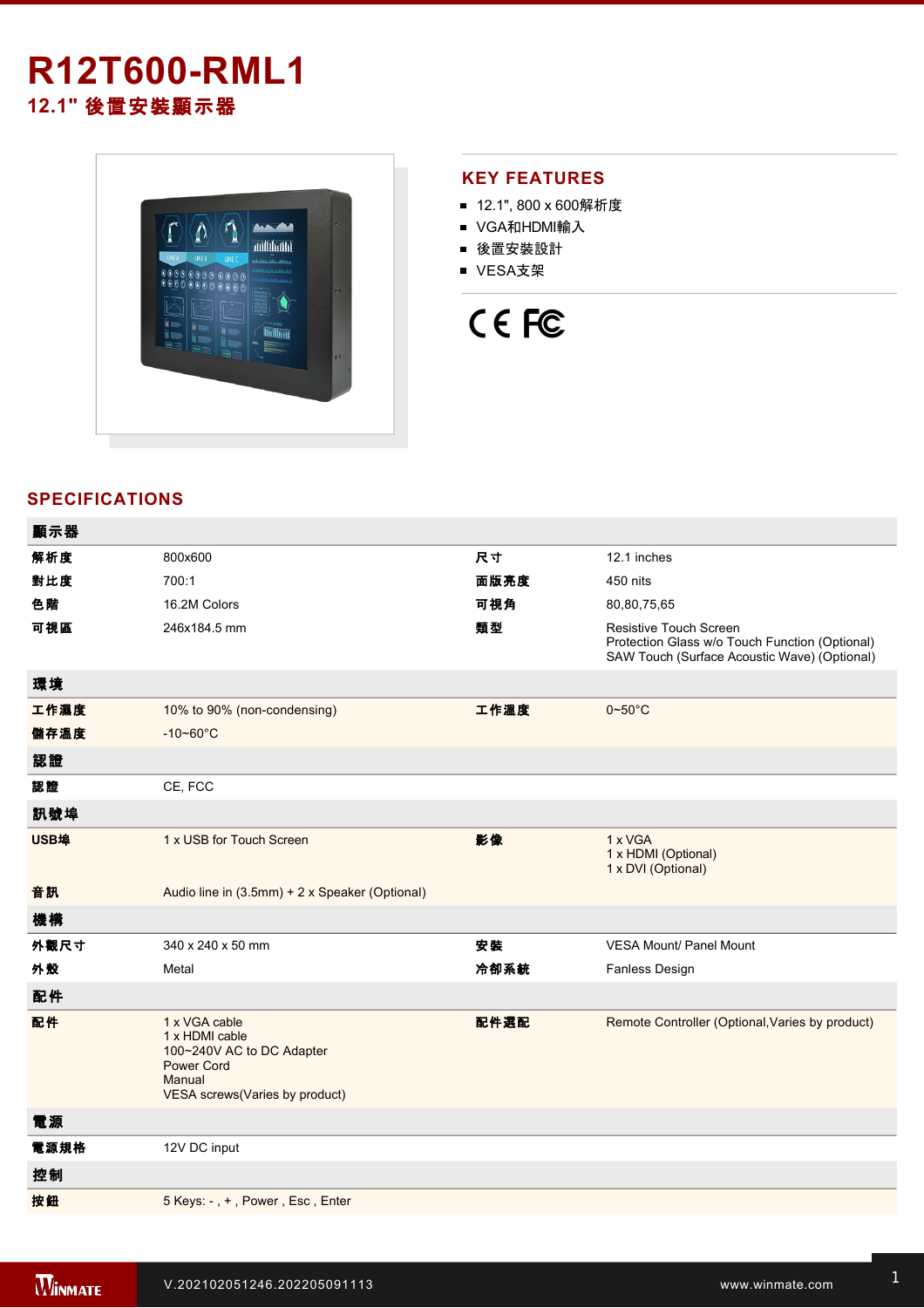# R12T600-RML1

## 12.1" 後置安裝顯示器

## KEY FEATURES

- 12.1", 800 x 600解析度
- VGA和HDMI輸入
- 後置安裝設計
- VESA支架

## SPECIFICATIONS

| | | | |
|---|---|---|---|
| **顯示器** | | | |
| **解析度** | 800x600 | **尺寸** | 12.1 inches |
| **對比度** | 700:1 | **面版亮度** | 450 nits |
| **色階** | 16.2M Colors | **可視角** | 80,80,75,65 |
| **可視區** | 246x184.5 mm | **類型** | Resistive Touch Screen<br>Protection Glass w/o Touch Function (Optional)<br>SAW Touch (Surface Acoustic Wave) (Optional) |
| **環境** | | | |
| **工作濕度** | 10% to 90% (non-condensing) | **工作溫度** | 0~50°C |
| **儲存溫度** | -10~60°C | | |
| **認證** | | | |
| **認證** | CE, FCC | | |
| **訊號埠** | | | |
| **USB埠** | 1 x USB for Touch Screen | **影像** | 1 x VGA<br>1 x HDMI (Optional)<br>1 x DVI (Optional) |
| **音訊** | Audio line in (3.5mm) + 2 x Speaker (Optional) | | |
| **機構** | | | |
| **外觀尺寸** | 340 x 240 x 50 mm | **安裝** | VESA Mount/ Panel Mount |
| **外殼** | Metal | **冷卻系統** | Fanless Design |
| **配件** | | | |
| **配件** | 1 x VGA cable<br>1 x HDMI cable<br>100~240V AC to DC Adapter<br>Power Cord<br>Manual<br>VESA screws(Varies by product) | **配件選配** | Remote Controller (Optional,Varies by product) |
| **電源** | | | |
| **電源規格** | 12V DC input | | |
| **控制** | | | |
| **按鈕** | 5 Keys: - , + , Power , Esc , Enter | | |

V.202102051246.202205091113

www.winmate.com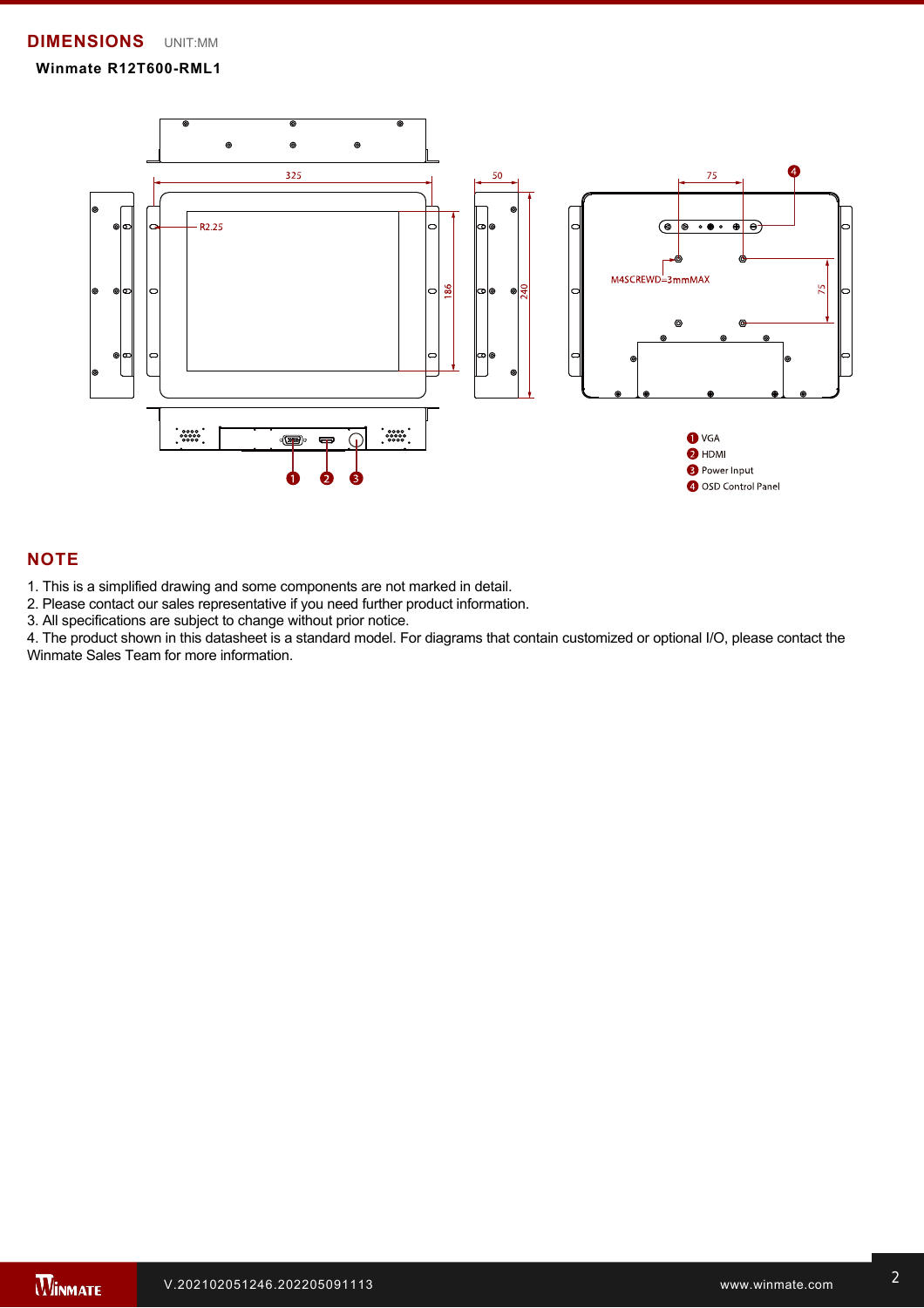## DIMENSIONS UNIT:MM

**Winmate R12T600-RML1**

325

50

75

R2.25

186

240

M4SCREWD=3mmMAX

75

1 VGA
2 HDMI
3 Power Input
4 OSD Control Panel

## NOTE

1. This is a simplified drawing and some components are not marked in detail.
2. Please contact our sales representative if you need further product information.
3. All specifications are subject to change without prior notice.
4. The product shown in this datasheet is a standard model. For diagrams that contain customized or optional I/O, please contact the Winmate Sales Team for more information.